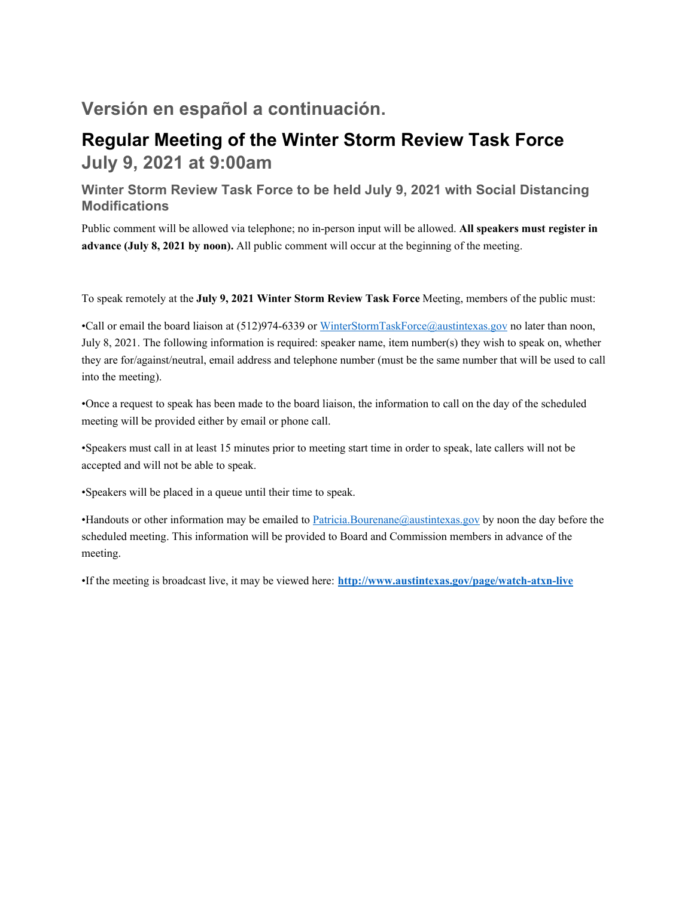## Versión en español a continuación.

# Regular Meeting of the Winter Storm Review Task Force

## July 9, 2021 at 9:00am

### Winter Storm Review Task Force to be held July 9, 2021 with Social Distancing Modifications

Public comment will be allowed via telephone; no in-person input will be allowed. **All speakers must register in advance (July 8, 2021 by noon).** All public comment will occur at the beginning of the meeting.

To speak remotely at the **July 9, 2021 Winter Storm Review Task Force** Meeting, members of the public must:

•Call or email the board liaison at (512)974-6339 or WinterStormTaskForce@austintexas.gov no later than noon, July 8, 2021. The following information is required: speaker name, item number(s) they wish to speak on, whether they are for/against/neutral, email address and telephone number (must be the same number that will be used to call into the meeting).

•Once a request to speak has been made to the board liaison, the information to call on the day of the scheduled meeting will be provided either by email or phone call.

•Speakers must call in at least 15 minutes prior to meeting start time in order to speak, late callers will not be accepted and will not be able to speak.

•Speakers will be placed in a queue until their time to speak.

•Handouts or other information may be emailed to Patricia.Bourenane@austintexas.gov by noon the day before the scheduled meeting. This information will be provided to Board and Commission members in advance of the meeting.

•If the meeting is broadcast live, it may be viewed here: **http://www.austintexas.gov/page/watch-atxn-live**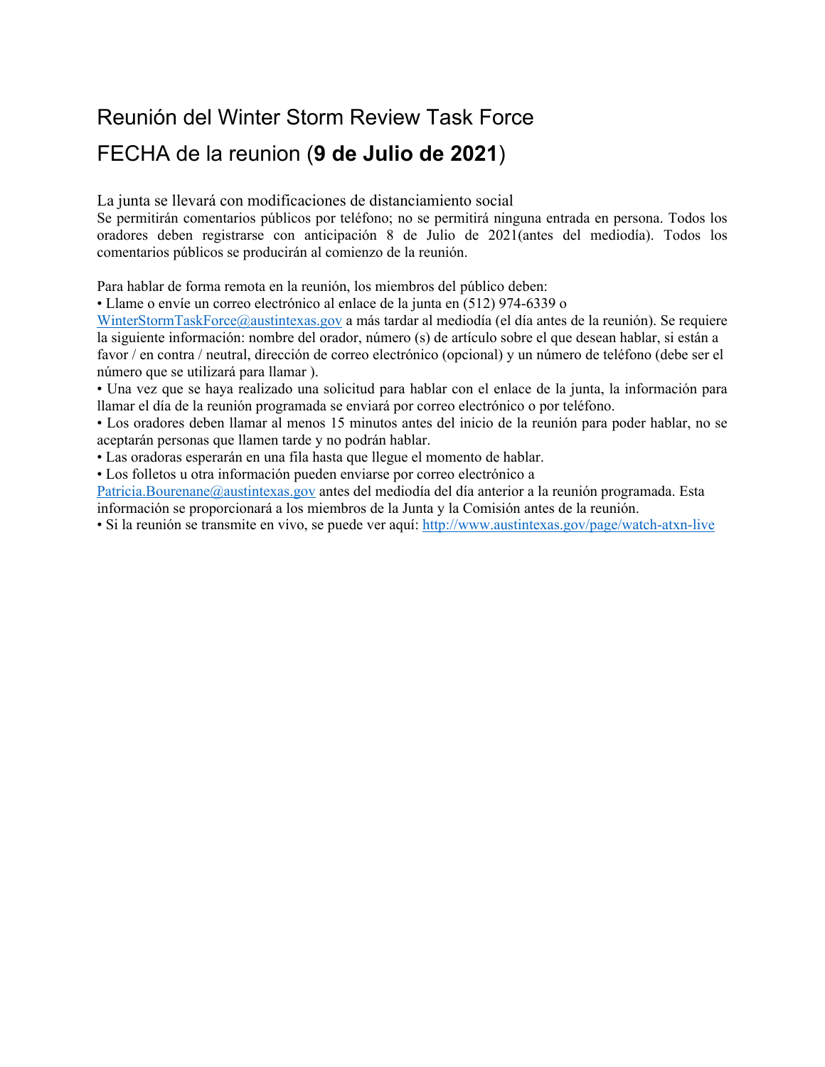# Reunión del Winter Storm Review Task Force

# FECHA de la reunion (**9 de Julio de 2021**)

La junta se llevará con modificaciones de distanciamiento social

Se permitirán comentarios públicos por teléfono; no se permitirá ninguna entrada en persona. Todos los oradores deben registrarse con anticipación 8 de Julio de 2021(antes del mediodía). Todos los comentarios públicos se producirán al comienzo de la reunión.

Para hablar de forma remota en la reunión, los miembros del público deben:

- Llame o envíe un correo electrónico al enlace de la junta en (512) 974-6339 o WinterStormTaskForce@austintexas.gov a más tardar al mediodía (el día antes de la reunión). Se requiere la siguiente información: nombre del orador, número (s) de artículo sobre el que desean hablar, si están a favor / en contra / neutral, dirección de correo electrónico (opcional) y un número de teléfono (debe ser el número que se utilizará para llamar ).
- Una vez que se haya realizado una solicitud para hablar con el enlace de la junta, la información para llamar el día de la reunión programada se enviará por correo electrónico o por teléfono.
- Los oradores deben llamar al menos 15 minutos antes del inicio de la reunión para poder hablar, no se aceptarán personas que llamen tarde y no podrán hablar.
- Las oradoras esperarán en una fila hasta que llegue el momento de hablar.
- Los folletos u otra información pueden enviarse por correo electrónico a Patricia.Bourenane@austintexas.gov antes del mediodía del día anterior a la reunión programada. Esta información se proporcionará a los miembros de la Junta y la Comisión antes de la reunión.
- Si la reunión se transmite en vivo, se puede ver aquí: http://www.austintexas.gov/page/watch-atxn-live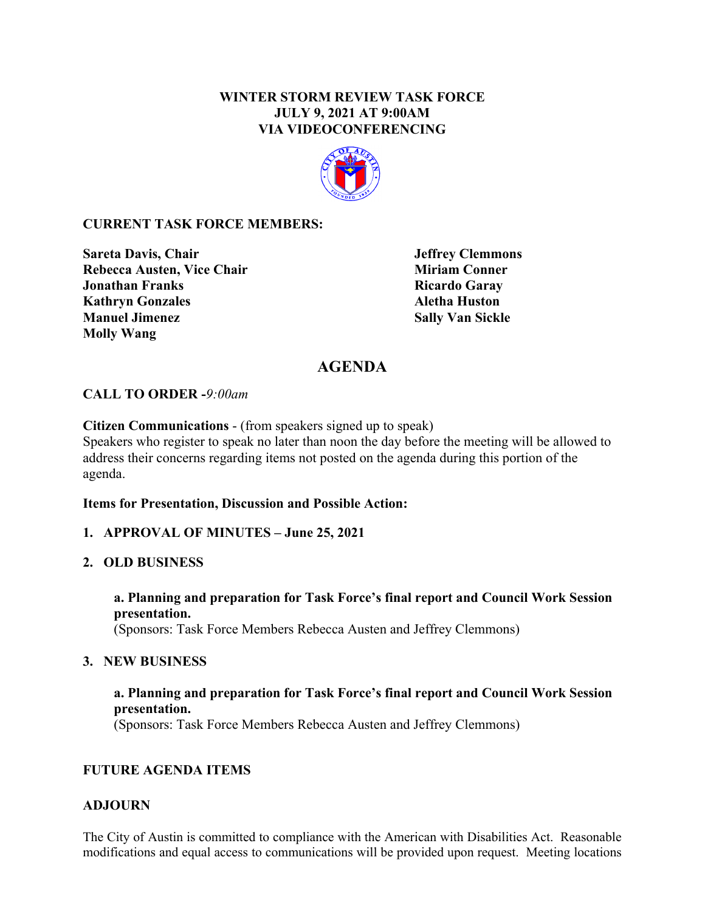**WINTER STORM REVIEW TASK FORCE**
**JULY 9, 2021 AT 9:00AM**
**VIA VIDEOCONFERENCING**

**CURRENT TASK FORCE MEMBERS:**

**Sareta Davis, Chair**
**Rebecca Austen, Vice Chair**
**Jonathan Franks**
**Kathryn Gonzales**
**Manuel Jimenez**
**Molly Wang**
**Jeffrey Clemmons**
**Miriam Conner**
**Ricardo Garay**
**Aletha Huston**
**Sally Van Sickle**

# AGENDA

**CALL TO ORDER -***9:00am*

**Citizen Communications** - (from speakers signed up to speak)
Speakers who register to speak no later than noon the day before the meeting will be allowed to address their concerns regarding items not posted on the agenda during this portion of the agenda.

**Items for Presentation, Discussion and Possible Action:**

**1. APPROVAL OF MINUTES – June 25, 2021**

**2. OLD BUSINESS**

**a. Planning and preparation for Task Force's final report and Council Work Session presentation.**
(Sponsors: Task Force Members Rebecca Austen and Jeffrey Clemmons)

**3. NEW BUSINESS**

**a. Planning and preparation for Task Force's final report and Council Work Session presentation.**
(Sponsors: Task Force Members Rebecca Austen and Jeffrey Clemmons)

**FUTURE AGENDA ITEMS**

**ADJOURN**

The City of Austin is committed to compliance with the American with Disabilities Act. Reasonable modifications and equal access to communications will be provided upon request. Meeting locations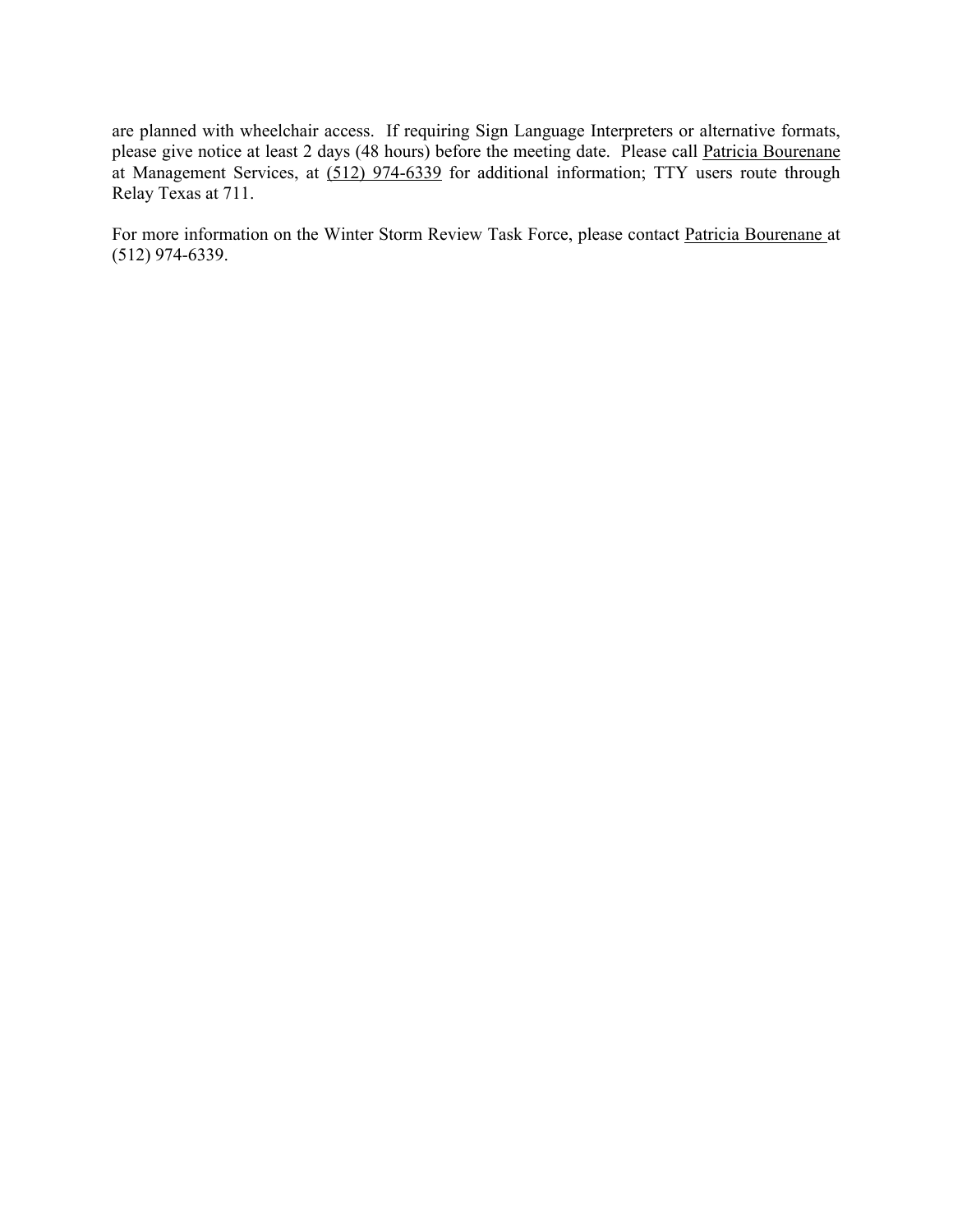are planned with wheelchair access. If requiring Sign Language Interpreters or alternative formats, please give notice at least 2 days (48 hours) before the meeting date. Please call Patricia Bourenane at Management Services, at (512) 974-6339 for additional information; TTY users route through Relay Texas at 711.

For more information on the Winter Storm Review Task Force, please contact Patricia Bourenane at (512) 974-6339.